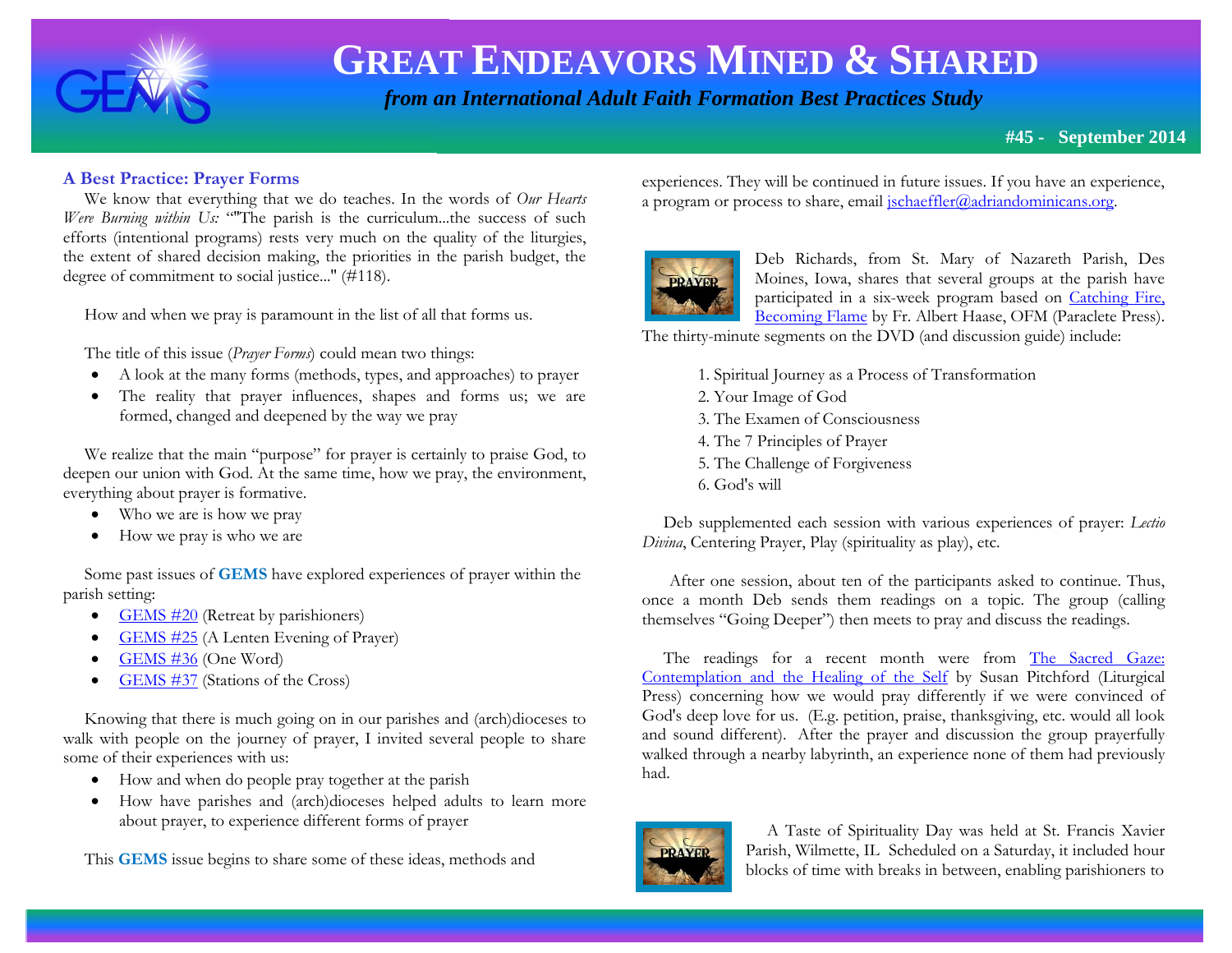# GREAT ENDEAVORS MINED & SHARED

*from an International Adult Faith Formation Best Practices Study*

**#45 - September 2014**

## A Best Practice: Prayer Forms

We know that everything that we do teaches. In the words of *Our Hearts Were Burning within Us:* ""The parish is the curriculum...the success of such efforts (intentional programs) rests very much on the quality of the liturgies, the extent of shared decision making, the priorities in the parish budget, the degree of commitment to social justice..." (#118).

How and when we pray is paramount in the list of all that forms us.

The title of this issue (*Prayer Forms*) could mean two things:

- A look at the many forms (methods, types, and approaches) to prayer
- The reality that prayer influences, shapes and forms us; we are formed, changed and deepened by the way we pray

We realize that the main "purpose" for prayer is certainly to praise God, to deepen our union with God. At the same time, how we pray, the environment, everything about prayer is formative.

- Who we are is how we pray
- How we pray is who we are

Some past issues of **GEMS** have explored experiences of prayer within the parish setting:

- GEMS #20 (Retreat by parishioners)
- GEMS #25 (A Lenten Evening of Prayer)
- GEMS #36 (One Word)
- GEMS #37 (Stations of the Cross)

Knowing that there is much going on in our parishes and (arch)dioceses to walk with people on the journey of prayer, I invited several people to share some of their experiences with us:

- How and when do people pray together at the parish
- How have parishes and (arch)dioceses helped adults to learn more about prayer, to experience different forms of prayer

This **GEMS** issue begins to share some of these ideas, methods and experiences. They will be continued in future issues. If you have an experience, a program or process to share, email jschaeffler@adriandominicans.org.

Deb Richards, from St. Mary of Nazareth Parish, Des Moines, Iowa, shares that several groups at the parish have participated in a six-week program based on Catching Fire, Becoming Flame by Fr. Albert Haase, OFM (Paraclete Press). The thirty-minute segments on the DVD (and discussion guide) include:

1. Spiritual Journey as a Process of Transformation
2. Your Image of God
3. The Examen of Consciousness
4. The 7 Principles of Prayer
5. The Challenge of Forgiveness
6. God's will

Deb supplemented each session with various experiences of prayer: *Lectio Divina*, Centering Prayer, Play (spirituality as play), etc.

After one session, about ten of the participants asked to continue. Thus, once a month Deb sends them readings on a topic. The group (calling themselves "Going Deeper") then meets to pray and discuss the readings.

The readings for a recent month were from The Sacred Gaze: Contemplation and the Healing of the Self by Susan Pitchford (Liturgical Press) concerning how we would pray differently if we were convinced of God's deep love for us. (E.g. petition, praise, thanksgiving, etc. would all look and sound different). After the prayer and discussion the group prayerfully walked through a nearby labyrinth, an experience none of them had previously had.

A Taste of Spirituality Day was held at St. Francis Xavier Parish, Wilmette, IL Scheduled on a Saturday, it included hour blocks of time with breaks in between, enabling parishioners to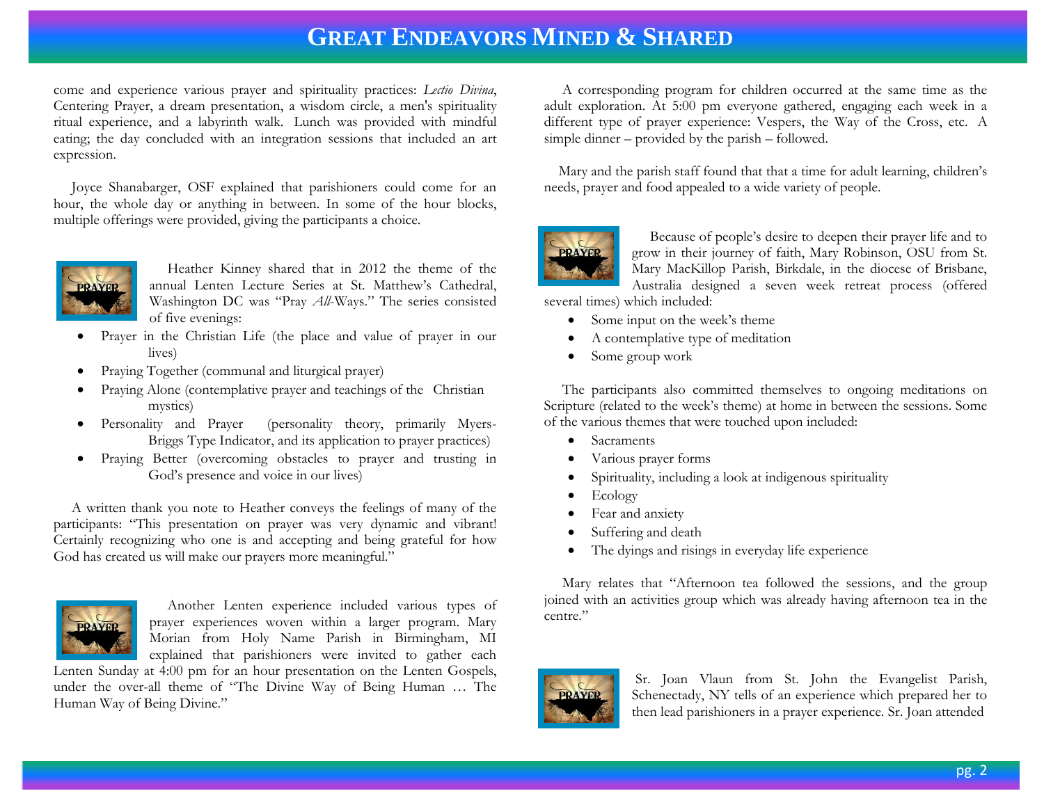come and experience various prayer and spirituality practices: *Lectio Divina*, Centering Prayer, a dream presentation, a wisdom circle, a men's spirituality ritual experience, and a labyrinth walk. Lunch was provided with mindful eating; the day concluded with an integration sessions that included an art expression.

Joyce Shanabarger, OSF explained that parishioners could come for an hour, the whole day or anything in between. In some of the hour blocks, multiple offerings were provided, giving the participants a choice.

Heather Kinney shared that in 2012 the theme of the annual Lenten Lecture Series at St. Matthew's Cathedral, Washington DC was "Pray *All*-Ways." The series consisted of five evenings:

- Prayer in the Christian Life (the place and value of prayer in our lives)
- Praying Together (communal and liturgical prayer)
- Praying Alone (contemplative prayer and teachings of the Christian mystics)
- Personality and Prayer (personality theory, primarily Myers-Briggs Type Indicator, and its application to prayer practices)
- Praying Better (overcoming obstacles to prayer and trusting in God's presence and voice in our lives)

A written thank you note to Heather conveys the feelings of many of the participants: "This presentation on prayer was very dynamic and vibrant! Certainly recognizing who one is and accepting and being grateful for how God has created us will make our prayers more meaningful."

Another Lenten experience included various types of prayer experiences woven within a larger program. Mary Morian from Holy Name Parish in Birmingham, MI explained that parishioners were invited to gather each Lenten Sunday at 4:00 pm for an hour presentation on the Lenten Gospels, under the over-all theme of "The Divine Way of Being Human … The Human Way of Being Divine."

A corresponding program for children occurred at the same time as the adult exploration. At 5:00 pm everyone gathered, engaging each week in a different type of prayer experience: Vespers, the Way of the Cross, etc. A simple dinner – provided by the parish – followed.

Mary and the parish staff found that that a time for adult learning, children's needs, prayer and food appealed to a wide variety of people.

Because of people's desire to deepen their prayer life and to grow in their journey of faith, Mary Robinson, OSU from St. Mary MacKillop Parish, Birkdale, in the diocese of Brisbane, Australia designed a seven week retreat process (offered several times) which included:

- Some input on the week's theme
- A contemplative type of meditation
- Some group work

The participants also committed themselves to ongoing meditations on Scripture (related to the week's theme) at home in between the sessions. Some of the various themes that were touched upon included:

- Sacraments
- Various prayer forms
- Spirituality, including a look at indigenous spirituality
- Ecology
- Fear and anxiety
- Suffering and death
- The dyings and risings in everyday life experience

Mary relates that "Afternoon tea followed the sessions, and the group joined with an activities group which was already having afternoon tea in the centre."

Sr. Joan Vlaun from St. John the Evangelist Parish, Schenectady, NY tells of an experience which prepared her to then lead parishioners in a prayer experience. Sr. Joan attended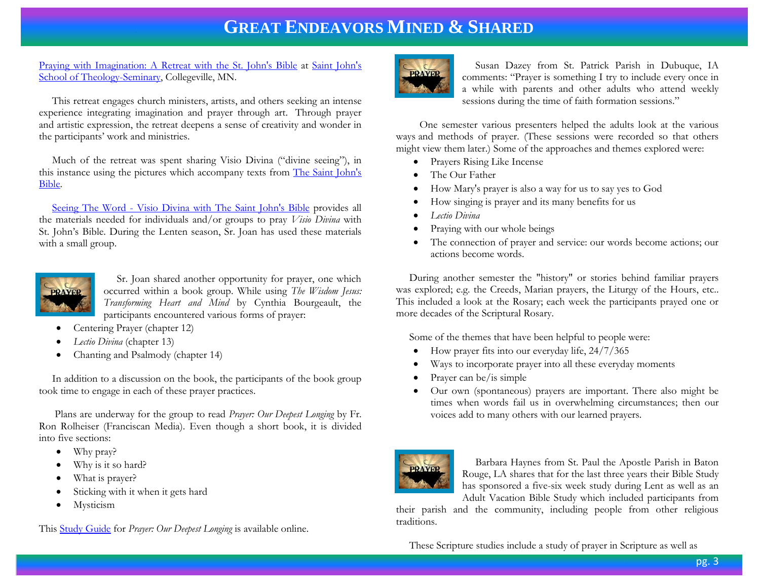Praying with Imagination: A Retreat with the St. John's Bible at Saint John's School of Theology-Seminary, Collegeville, MN.

This retreat engages church ministers, artists, and others seeking an intense experience integrating imagination and prayer through art. Through prayer and artistic expression, the retreat deepens a sense of creativity and wonder in the participants' work and ministries.

Much of the retreat was spent sharing Visio Divina ("divine seeing"), in this instance using the pictures which accompany texts from The Saint John's Bible.

Seeing The Word - Visio Divina with The Saint John's Bible provides all the materials needed for individuals and/or groups to pray *Visio Divina* with St. John's Bible. During the Lenten season, Sr. Joan has used these materials with a small group.

Sr. Joan shared another opportunity for prayer, one which occurred within a book group. While using *The Wisdom Jesus: Transforming Heart and Mind* by Cynthia Bourgeault, the participants encountered various forms of prayer:

- Centering Prayer (chapter 12)
- *Lectio Divina* (chapter 13)
- Chanting and Psalmody (chapter 14)

In addition to a discussion on the book, the participants of the book group took time to engage in each of these prayer practices.

Plans are underway for the group to read *Prayer: Our Deepest Longing* by Fr. Ron Rolheiser (Franciscan Media). Even though a short book, it is divided into five sections:

- Why pray?
- Why is it so hard?
- What is prayer?
- Sticking with it when it gets hard
- Mysticism

This Study Guide for *Prayer: Our Deepest Longing* is available online.

Susan Dazey from St. Patrick Parish in Dubuque, IA comments: "Prayer is something I try to include every once in a while with parents and other adults who attend weekly sessions during the time of faith formation sessions."

One semester various presenters helped the adults look at the various ways and methods of prayer. (These sessions were recorded so that others might view them later.) Some of the approaches and themes explored were:

- Prayers Rising Like Incense
- The Our Father
- How Mary's prayer is also a way for us to say yes to God
- How singing is prayer and its many benefits for us
- *Lectio Divina*
- Praying with our whole beings
- The connection of prayer and service: our words become actions; our actions become words.

During another semester the "history" or stories behind familiar prayers was explored; e.g. the Creeds, Marian prayers, the Liturgy of the Hours, etc.. This included a look at the Rosary; each week the participants prayed one or more decades of the Scriptural Rosary.

Some of the themes that have been helpful to people were:

- How prayer fits into our everyday life, 24/7/365
- Ways to incorporate prayer into all these everyday moments
- Prayer can be/is simple
- Our own (spontaneous) prayers are important. There also might be times when words fail us in overwhelming circumstances; then our voices add to many others with our learned prayers.

Barbara Haynes from St. Paul the Apostle Parish in Baton Rouge, LA shares that for the last three years their Bible Study has sponsored a five-six week study during Lent as well as an Adult Vacation Bible Study which included participants from their parish and the community, including people from other religious traditions.

These Scripture studies include a study of prayer in Scripture as well as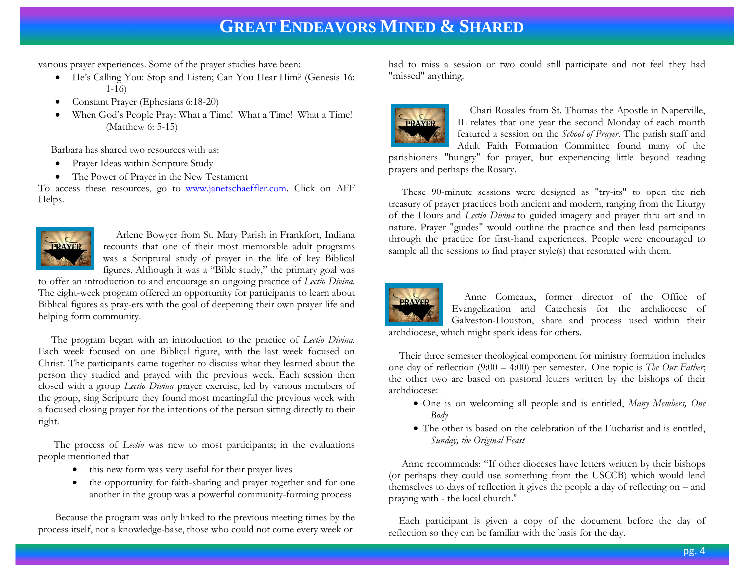various prayer experiences. Some of the prayer studies have been:

- He's Calling You: Stop and Listen; Can You Hear Him? (Genesis 16: 1-16)
- Constant Prayer (Ephesians 6:18-20)
- When God's People Pray: What a Time! What a Time! What a Time! (Matthew 6: 5-15)

Barbara has shared two resources with us:

- Prayer Ideas within Scripture Study
- The Power of Prayer in the New Testament

To access these resources, go to www.janetschaeffler.com. Click on AFF Helps.

Arlene Bowyer from St. Mary Parish in Frankfort, Indiana recounts that one of their most memorable adult programs was a Scriptural study of prayer in the life of key Biblical figures. Although it was a "Bible study," the primary goal was to offer an introduction to and encourage an ongoing practice of *Lectio Divina.* The eight-week program offered an opportunity for participants to learn about Biblical figures as pray-ers with the goal of deepening their own prayer life and helping form community.

The program began with an introduction to the practice of *Lectio Divina.* Each week focused on one Biblical figure, with the last week focused on Christ. The participants came together to discuss what they learned about the person they studied and prayed with the previous week. Each session then closed with a group *Lectio Divina* prayer exercise, led by various members of the group, sing Scripture they found most meaningful the previous week with a focused closing prayer for the intentions of the person sitting directly to their right.

The process of *Lectio* was new to most participants; in the evaluations people mentioned that

- this new form was very useful for their prayer lives
- the opportunity for faith-sharing and prayer together and for one another in the group was a powerful community-forming process

Because the program was only linked to the previous meeting times by the process itself, not a knowledge-base, those who could not come every week or had to miss a session or two could still participate and not feel they had "missed" anything.

Chari Rosales from St. Thomas the Apostle in Naperville, IL relates that one year the second Monday of each month featured a session on the *School of Prayer*. The parish staff and Adult Faith Formation Committee found many of the parishioners "hungry" for prayer, but experiencing little beyond reading prayers and perhaps the Rosary.

These 90-minute sessions were designed as "try-its" to open the rich treasury of prayer practices both ancient and modern, ranging from the Liturgy of the Hours and *Lectio Divina* to guided imagery and prayer thru art and in nature. Prayer "guides" would outline the practice and then lead participants through the practice for first-hand experiences. People were encouraged to sample all the sessions to find prayer style(s) that resonated with them.

Anne Comeaux, former director of the Office of Evangelization and Catechesis for the archdiocese of Galveston-Houston, share and process used within their archdiocese, which might spark ideas for others.

Their three semester theological component for ministry formation includes one day of reflection (9:00 – 4:00) per semester. One topic is *The Our Father*; the other two are based on pastoral letters written by the bishops of their archdiocese:

- One is on welcoming all people and is entitled, *Many Members, One Body*
- The other is based on the celebration of the Eucharist and is entitled, *Sunday, the Original Feast*

Anne recommends: "If other dioceses have letters written by their bishops (or perhaps they could use something from the USCCB) which would lend themselves to days of reflection it gives the people a day of reflecting on – and praying with - the local church."

Each participant is given a copy of the document before the day of reflection so they can be familiar with the basis for the day.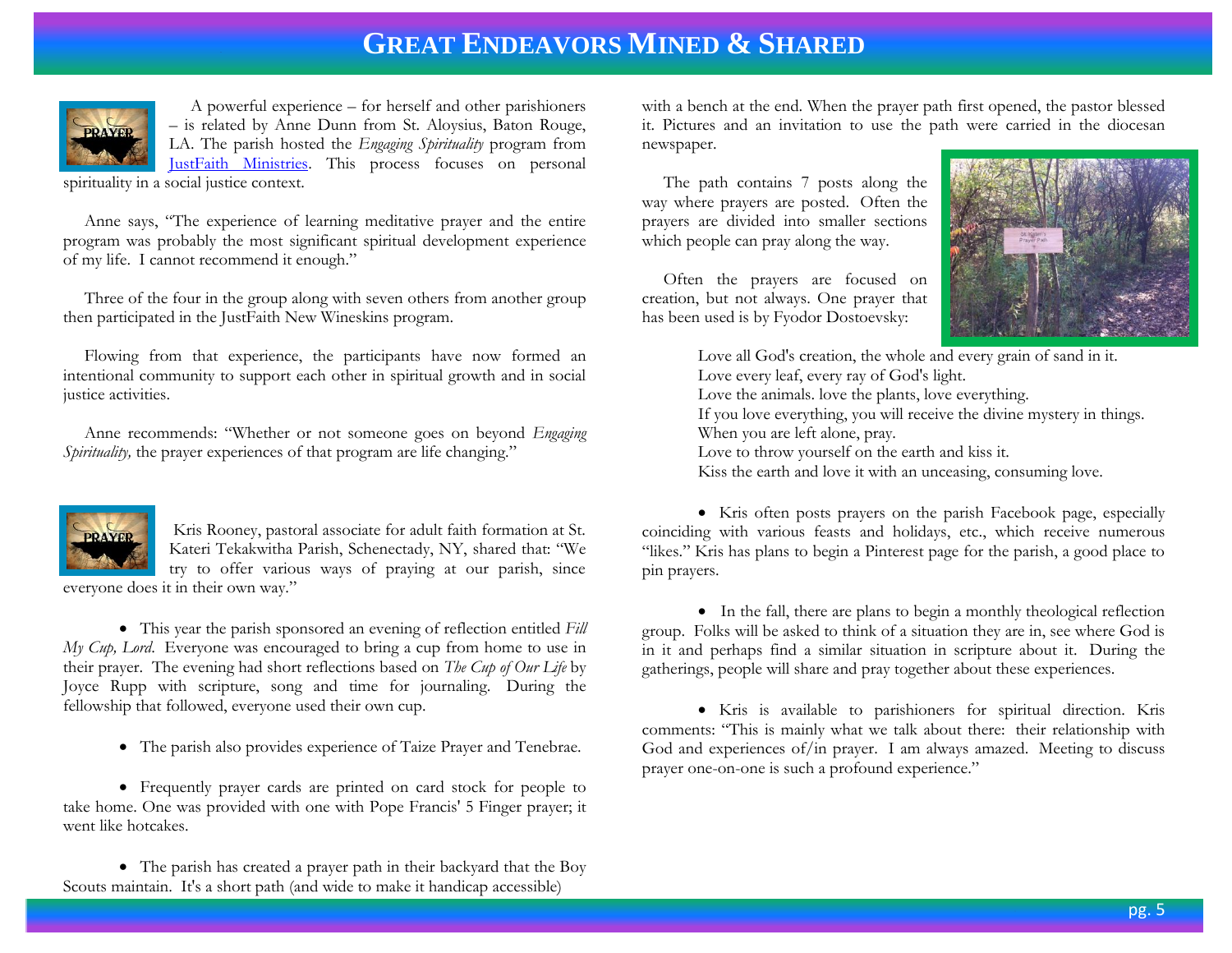A powerful experience – for herself and other parishioners – is related by Anne Dunn from St. Aloysius, Baton Rouge, LA. The parish hosted the *Engaging Spirituality* program from JustFaith Ministries. This process focuses on personal spirituality in a social justice context.

Anne says, "The experience of learning meditative prayer and the entire program was probably the most significant spiritual development experience of my life. I cannot recommend it enough."

Three of the four in the group along with seven others from another group then participated in the JustFaith New Wineskins program.

Flowing from that experience, the participants have now formed an intentional community to support each other in spiritual growth and in social justice activities.

Anne recommends: "Whether or not someone goes on beyond *Engaging Spirituality,* the prayer experiences of that program are life changing."

Kris Rooney, pastoral associate for adult faith formation at St. Kateri Tekakwitha Parish, Schenectady, NY, shared that: "We try to offer various ways of praying at our parish, since everyone does it in their own way."

- This year the parish sponsored an evening of reflection entitled *Fill My Cup, Lord.* Everyone was encouraged to bring a cup from home to use in their prayer. The evening had short reflections based on *The Cup of Our Life* by Joyce Rupp with scripture, song and time for journaling. During the fellowship that followed, everyone used their own cup.

- The parish also provides experience of Taize Prayer and Tenebrae.

- Frequently prayer cards are printed on card stock for people to take home. One was provided with one with Pope Francis' 5 Finger prayer; it went like hotcakes.

- The parish has created a prayer path in their backyard that the Boy Scouts maintain. It's a short path (and wide to make it handicap accessible) with a bench at the end. When the prayer path first opened, the pastor blessed it. Pictures and an invitation to use the path were carried in the diocesan newspaper.

  The path contains 7 posts along the way where prayers are posted. Often the prayers are divided into smaller sections which people can pray along the way.

  Often the prayers are focused on creation, but not always. One prayer that has been used is by Fyodor Dostoevsky:

  > Love all God's creation, the whole and every grain of sand in it.
  > Love every leaf, every ray of God's light.
  > Love the animals. love the plants, love everything.
  > If you love everything, you will receive the divine mystery in things.
  > When you are left alone, pray.
  > Love to throw yourself on the earth and kiss it.
  > Kiss the earth and love it with an unceasing, consuming love.

- Kris often posts prayers on the parish Facebook page, especially coinciding with various feasts and holidays, etc., which receive numerous "likes." Kris has plans to begin a Pinterest page for the parish, a good place to pin prayers.

- In the fall, there are plans to begin a monthly theological reflection group. Folks will be asked to think of a situation they are in, see where God is in it and perhaps find a similar situation in scripture about it. During the gatherings, people will share and pray together about these experiences.

- Kris is available to parishioners for spiritual direction. Kris comments: "This is mainly what we talk about there: their relationship with God and experiences of/in prayer. I am always amazed. Meeting to discuss prayer one-on-one is such a profound experience."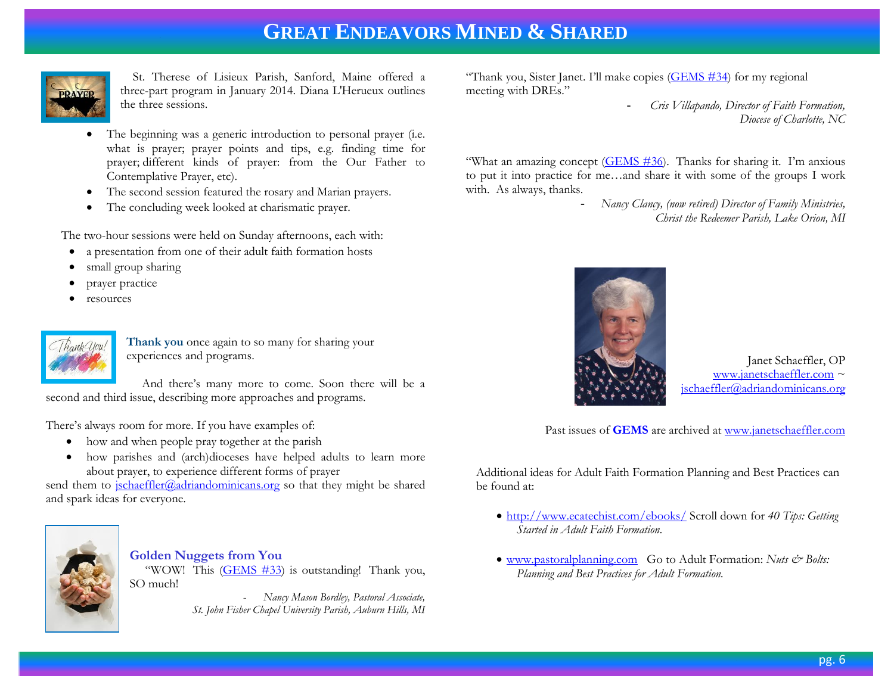# Great Endeavors Mined & Shared

St. Therese of Lisieux Parish, Sanford, Maine offered a three-part program in January 2014. Diana L'Herueux outlines the three sessions.

- The beginning was a generic introduction to personal prayer (i.e. what is prayer; prayer points and tips, e.g. finding time for prayer; different kinds of prayer: from the Our Father to Contemplative Prayer, etc).
- The second session featured the rosary and Marian prayers.
- The concluding week looked at charismatic prayer.

The two-hour sessions were held on Sunday afternoons, each with:

- a presentation from one of their adult faith formation hosts
- small group sharing
- prayer practice
- resources

**Thank you** once again to so many for sharing your experiences and programs.

And there's many more to come. Soon there will be a second and third issue, describing more approaches and programs.

There's always room for more. If you have examples of:

- how and when people pray together at the parish
- how parishes and (arch)dioceses have helped adults to learn more about prayer, to experience different forms of prayer

send them to jschaeffler@adriandominicans.org so that they might be shared and spark ideas for everyone.

## Golden Nuggets from You

"WOW! This (GEMS #33) is outstanding! Thank you, SO much!

- *Nancy Mason Bordley, Pastoral Associate, St. John Fisher Chapel University Parish, Auburn Hills, MI*

"Thank you, Sister Janet. I'll make copies (GEMS #34) for my regional meeting with DREs."

- *Cris Villapando, Director of Faith Formation, Diocese of Charlotte, NC*

"What an amazing concept (GEMS #36). Thanks for sharing it. I'm anxious to put it into practice for me…and share it with some of the groups I work with. As always, thanks.

- *Nancy Clancy, (now retired) Director of Family Ministries, Christ the Redeemer Parish, Lake Orion, MI*

Janet Schaeffler, OP
www.janetschaeffler.com ~ jschaeffler@adriandominicans.org

Past issues of **GEMS** are archived at www.janetschaeffler.com

Additional ideas for Adult Faith Formation Planning and Best Practices can be found at:

- http://www.ecatechist.com/ebooks/ Scroll down for *40 Tips: Getting Started in Adult Faith Formation.*
- www.pastoralplanning.com Go to Adult Formation: *Nuts & Bolts: Planning and Best Practices for Adult Formation.*